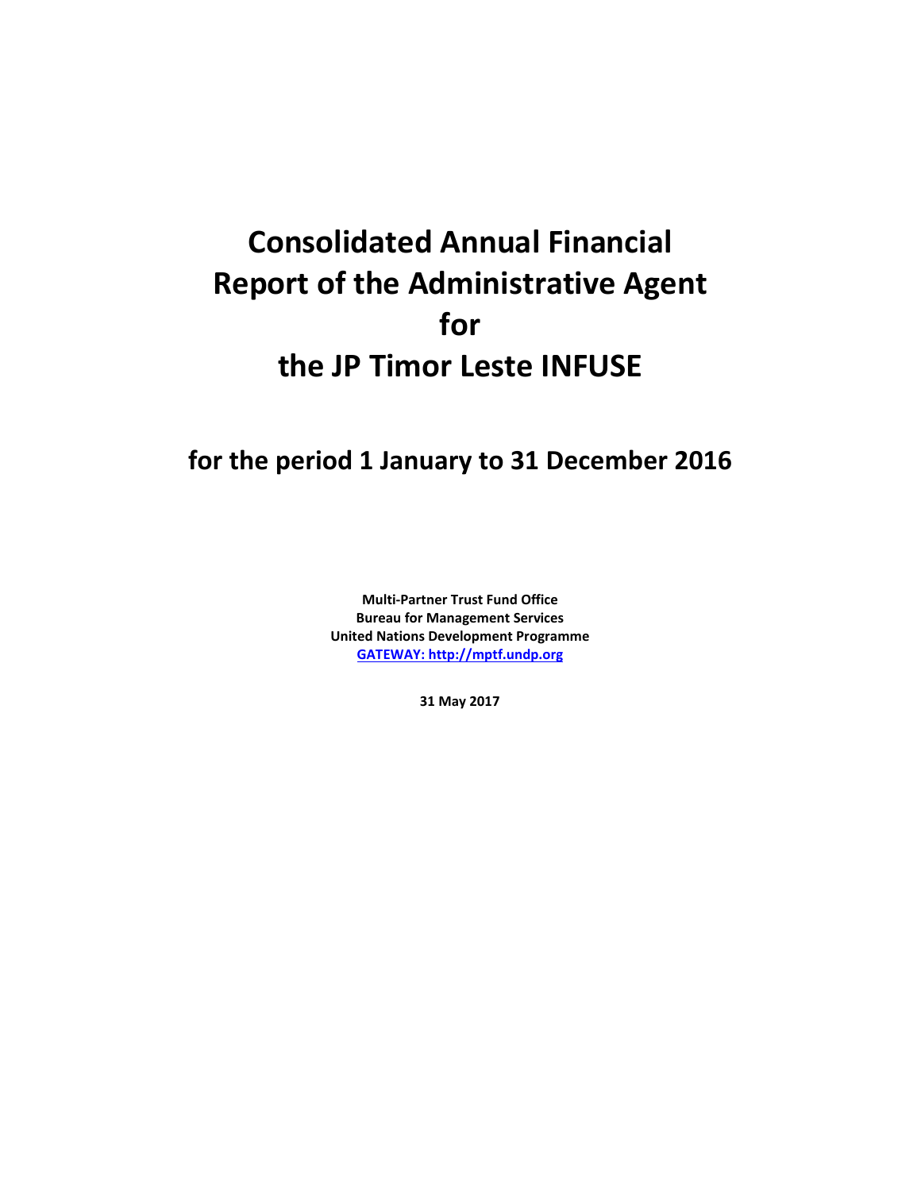# Consolidated Annual Financial Report of the Administrative Agent for the JP Timor Leste INFUSE

## for the period 1 January to 31 December 2016

**Multi-Partner Trust Fund Office**
**Bureau for Management Services**
**United Nations Development Programme**
**[GATEWAY: http://mptf.undp.org](http://mptf.undp.org)**

**31 May 2017**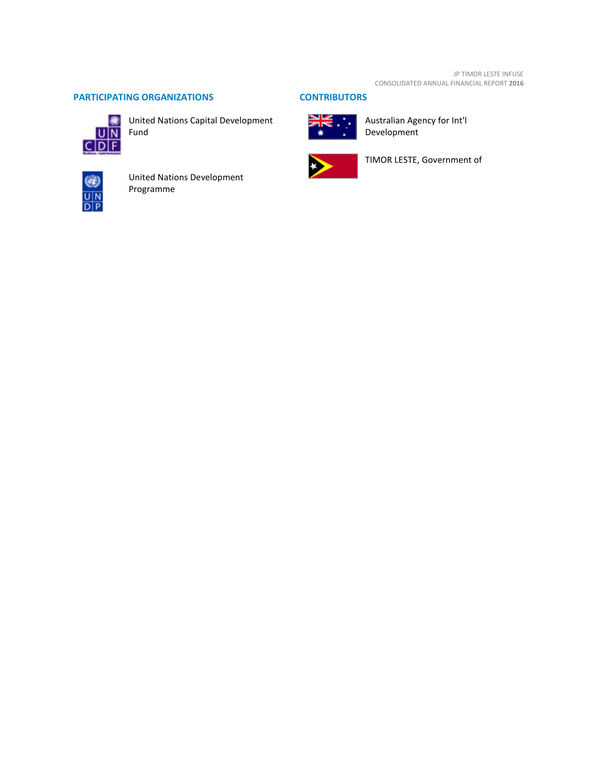## PARTICIPATING ORGANIZATIONS

United Nations Capital Development Fund

United Nations Development Programme

## CONTRIBUTORS

Australian Agency for Int'l Development

TIMOR LESTE, Government of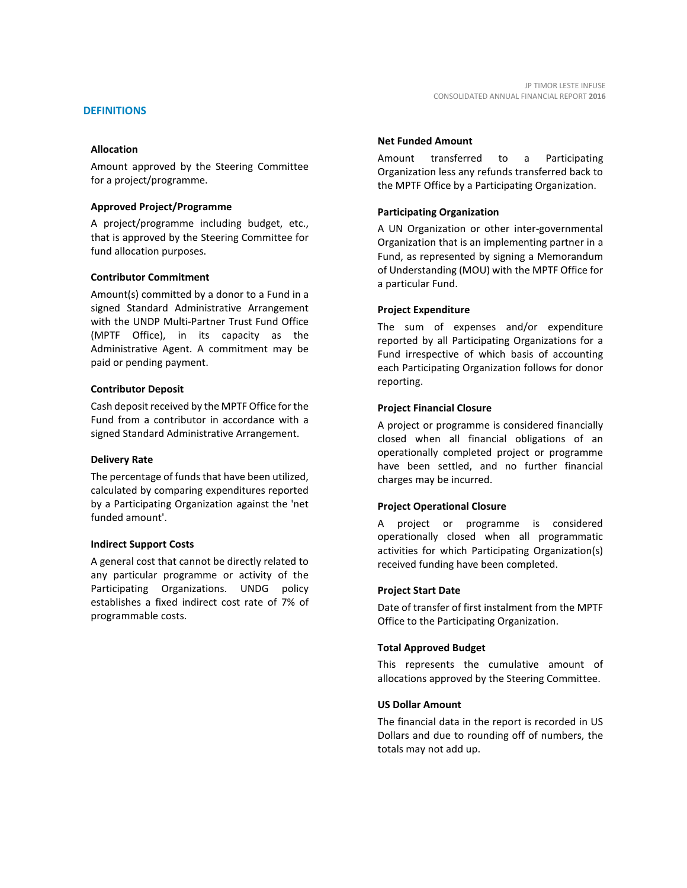## DEFINITIONS

### Allocation

Amount approved by the Steering Committee for a project/programme.

### Approved Project/Programme

A project/programme including budget, etc., that is approved by the Steering Committee for fund allocation purposes.

### Contributor Commitment

Amount(s) committed by a donor to a Fund in a signed Standard Administrative Arrangement with the UNDP Multi-Partner Trust Fund Office (MPTF Office), in its capacity as the Administrative Agent. A commitment may be paid or pending payment.

### Contributor Deposit

Cash deposit received by the MPTF Office for the Fund from a contributor in accordance with a signed Standard Administrative Arrangement.

### Delivery Rate

The percentage of funds that have been utilized, calculated by comparing expenditures reported by a Participating Organization against the 'net funded amount'.

### Indirect Support Costs

A general cost that cannot be directly related to any particular programme or activity of the Participating Organizations. UNDG policy establishes a fixed indirect cost rate of 7% of programmable costs.

### Net Funded Amount

Amount transferred to a Participating Organization less any refunds transferred back to the MPTF Office by a Participating Organization.

### Participating Organization

A UN Organization or other inter-governmental Organization that is an implementing partner in a Fund, as represented by signing a Memorandum of Understanding (MOU) with the MPTF Office for a particular Fund.

### Project Expenditure

The sum of expenses and/or expenditure reported by all Participating Organizations for a Fund irrespective of which basis of accounting each Participating Organization follows for donor reporting.

### Project Financial Closure

A project or programme is considered financially closed when all financial obligations of an operationally completed project or programme have been settled, and no further financial charges may be incurred.

### Project Operational Closure

A project or programme is considered operationally closed when all programmatic activities for which Participating Organization(s) received funding have been completed.

### Project Start Date

Date of transfer of first instalment from the MPTF Office to the Participating Organization.

### Total Approved Budget

This represents the cumulative amount of allocations approved by the Steering Committee.

### US Dollar Amount

The financial data in the report is recorded in US Dollars and due to rounding off of numbers, the totals may not add up.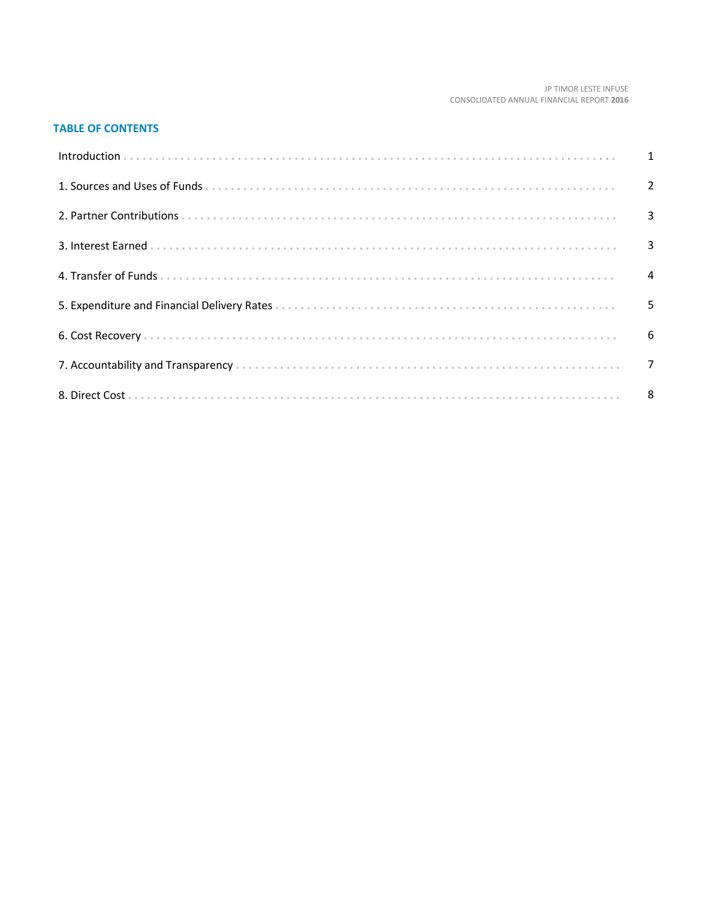## TABLE OF CONTENTS

| | |
|---|---|
| Introduction | 1 |
| 1. Sources and Uses of Funds | 2 |
| 2. Partner Contributions | 3 |
| 3. Interest Earned | 3 |
| 4. Transfer of Funds | 4 |
| 5. Expenditure and Financial Delivery Rates | 5 |
| 6. Cost Recovery | 6 |
| 7. Accountability and Transparency | 7 |
| 8. Direct Cost | 8 |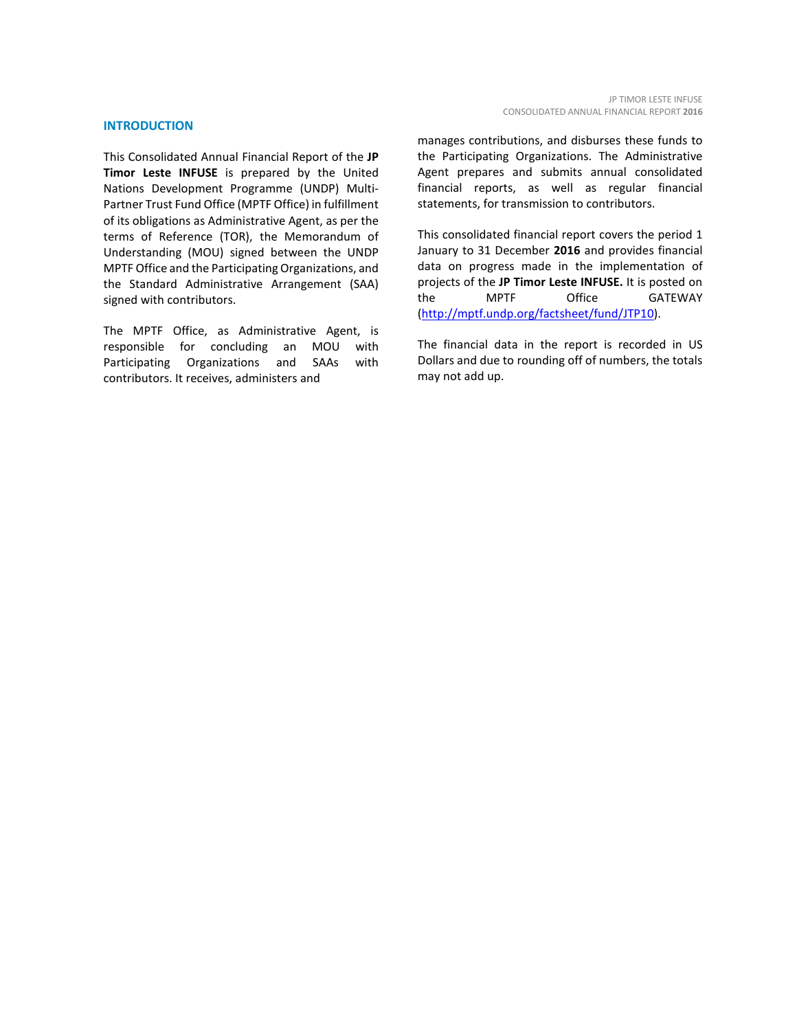## INTRODUCTION

This Consolidated Annual Financial Report of the **JP Timor Leste INFUSE** is prepared by the United Nations Development Programme (UNDP) Multi-Partner Trust Fund Office (MPTF Office) in fulfillment of its obligations as Administrative Agent, as per the terms of Reference (TOR), the Memorandum of Understanding (MOU) signed between the UNDP MPTF Office and the Participating Organizations, and the Standard Administrative Arrangement (SAA) signed with contributors.

The MPTF Office, as Administrative Agent, is responsible for concluding an MOU with Participating Organizations and SAAs with contributors. It receives, administers and manages contributions, and disburses these funds to the Participating Organizations. The Administrative Agent prepares and submits annual consolidated financial reports, as well as regular financial statements, for transmission to contributors.

This consolidated financial report covers the period 1 January to 31 December **2016** and provides financial data on progress made in the implementation of projects of the **JP Timor Leste INFUSE.** It is posted on the MPTF Office GATEWAY ([http://mptf.undp.org/factsheet/fund/JTP10](http://mptf.undp.org/factsheet/fund/JTP10)).

The financial data in the report is recorded in US Dollars and due to rounding off of numbers, the totals may not add up.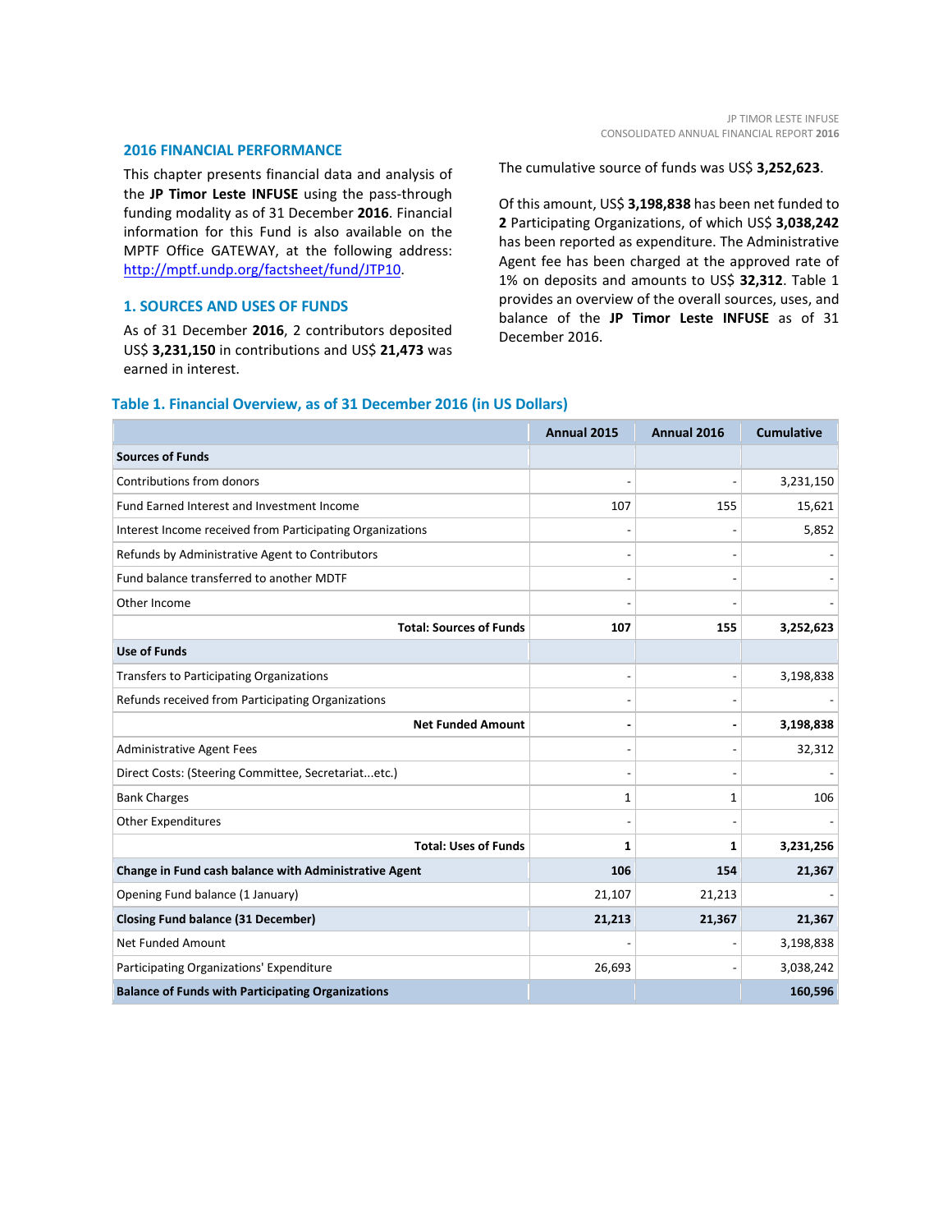## 2016 FINANCIAL PERFORMANCE

This chapter presents financial data and analysis of the **JP Timor Leste INFUSE** using the pass-through funding modality as of 31 December **2016**. Financial information for this Fund is also available on the MPTF Office GATEWAY, at the following address: http://mptf.undp.org/factsheet/fund/JTP10.

## 1. SOURCES AND USES OF FUNDS

As of 31 December **2016**, 2 contributors deposited US$ **3,231,150** in contributions and US$ **21,473** was earned in interest.

The cumulative source of funds was US$ **3,252,623**.

Of this amount, US$ **3,198,838** has been net funded to **2** Participating Organizations, of which US$ **3,038,242** has been reported as expenditure. The Administrative Agent fee has been charged at the approved rate of 1% on deposits and amounts to US$ **32,312**. Table 1 provides an overview of the overall sources, uses, and balance of the **JP Timor Leste INFUSE** as of 31 December 2016.

### Table 1. Financial Overview, as of 31 December 2016 (in US Dollars)

| | Annual 2015 | Annual 2016 | Cumulative |
|---|---|---|---|
| **Sources of Funds** | | | |
| Contributions from donors | - | - | 3,231,150 |
| Fund Earned Interest and Investment Income | 107 | 155 | 15,621 |
| Interest Income received from Participating Organizations | - | - | 5,852 |
| Refunds by Administrative Agent to Contributors | - | - | - |
| Fund balance transferred to another MDTF | - | - | - |
| Other Income | - | - | - |
| **Total: Sources of Funds** | **107** | **155** | **3,252,623** |
| **Use of Funds** | | | |
| Transfers to Participating Organizations | - | - | 3,198,838 |
| Refunds received from Participating Organizations | - | - | - |
| **Net Funded Amount** | **-** | **-** | **3,198,838** |
| Administrative Agent Fees | - | - | 32,312 |
| Direct Costs: (Steering Committee, Secretariat...etc.) | - | - | - |
| Bank Charges | 1 | 1 | 106 |
| Other Expenditures | - | - | - |
| **Total: Uses of Funds** | **1** | **1** | **3,231,256** |
| **Change in Fund cash balance with Administrative Agent** | **106** | **154** | **21,367** |
| Opening Fund balance (1 January) | 21,107 | 21,213 | - |
| **Closing Fund balance (31 December)** | **21,213** | **21,367** | **21,367** |
| Net Funded Amount | - | - | 3,198,838 |
| Participating Organizations' Expenditure | 26,693 | - | 3,038,242 |
| **Balance of Funds with Participating Organizations** | | | **160,596** |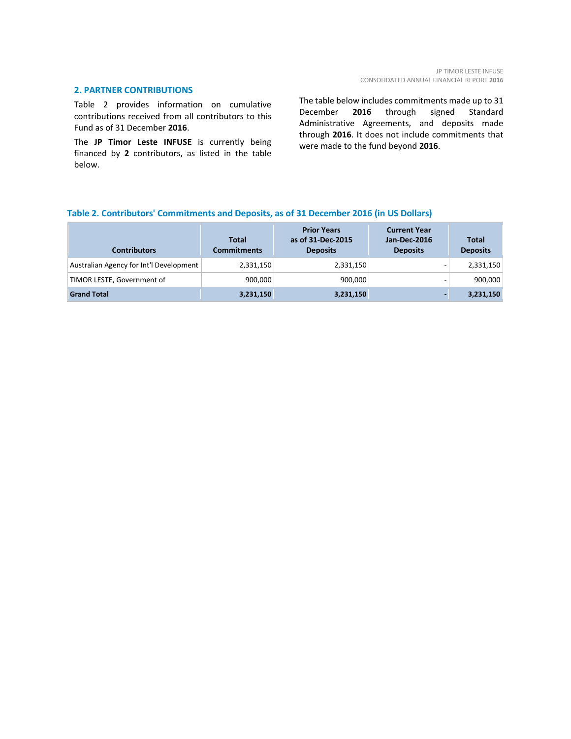## 2. PARTNER CONTRIBUTIONS

Table 2 provides information on cumulative contributions received from all contributors to this Fund as of 31 December **2016**.

The **JP Timor Leste INFUSE** is currently being financed by **2** contributors, as listed in the table below.

The table below includes commitments made up to 31 December **2016** through signed Standard Administrative Agreements, and deposits made through **2016**. It does not include commitments that were made to the fund beyond **2016**.

**Table 2. Contributors' Commitments and Deposits, as of 31 December 2016 (in US Dollars)**

| Contributors | Total Commitments | Prior Years as of 31-Dec-2015 Deposits | Current Year Jan-Dec-2016 Deposits | Total Deposits |
|---|---|---|---|---|
| Australian Agency for Int'l Development | 2,331,150 | 2,331,150 | - | 2,331,150 |
| TIMOR LESTE, Government of | 900,000 | 900,000 | - | 900,000 |
| **Grand Total** | **3,231,150** | **3,231,150** | **-** | **3,231,150** |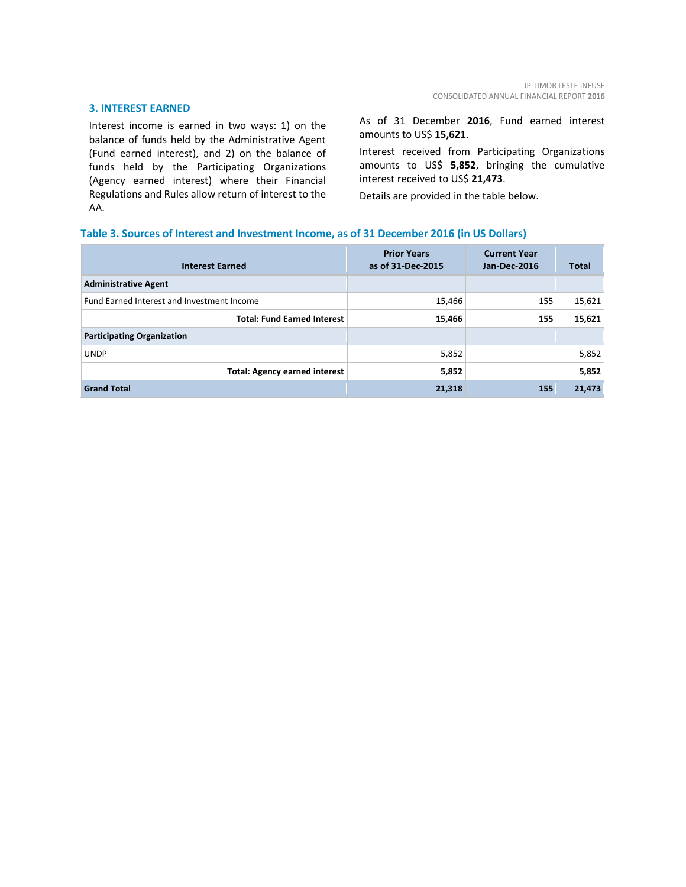## 3. INTEREST EARNED

Interest income is earned in two ways: 1) on the balance of funds held by the Administrative Agent (Fund earned interest), and 2) on the balance of funds held by the Participating Organizations (Agency earned interest) where their Financial Regulations and Rules allow return of interest to the AA.

As of 31 December **2016**, Fund earned interest amounts to US$ **15,621**.

Interest received from Participating Organizations amounts to US$ **5,852**, bringing the cumulative interest received to US$ **21,473**.

Details are provided in the table below.

### Table 3. Sources of Interest and Investment Income, as of 31 December 2016 (in US Dollars)

| Interest Earned | Prior Years as of 31-Dec-2015 | Current Year Jan-Dec-2016 | Total |
|---|---|---|---|
| **Administrative Agent** | | | |
| Fund Earned Interest and Investment Income | 15,466 | 155 | 15,621 |
| **Total: Fund Earned Interest** | **15,466** | **155** | **15,621** |
| **Participating Organization** | | | |
| UNDP | 5,852 | | 5,852 |
| **Total: Agency earned interest** | **5,852** | | **5,852** |
| **Grand Total** | **21,318** | **155** | **21,473** |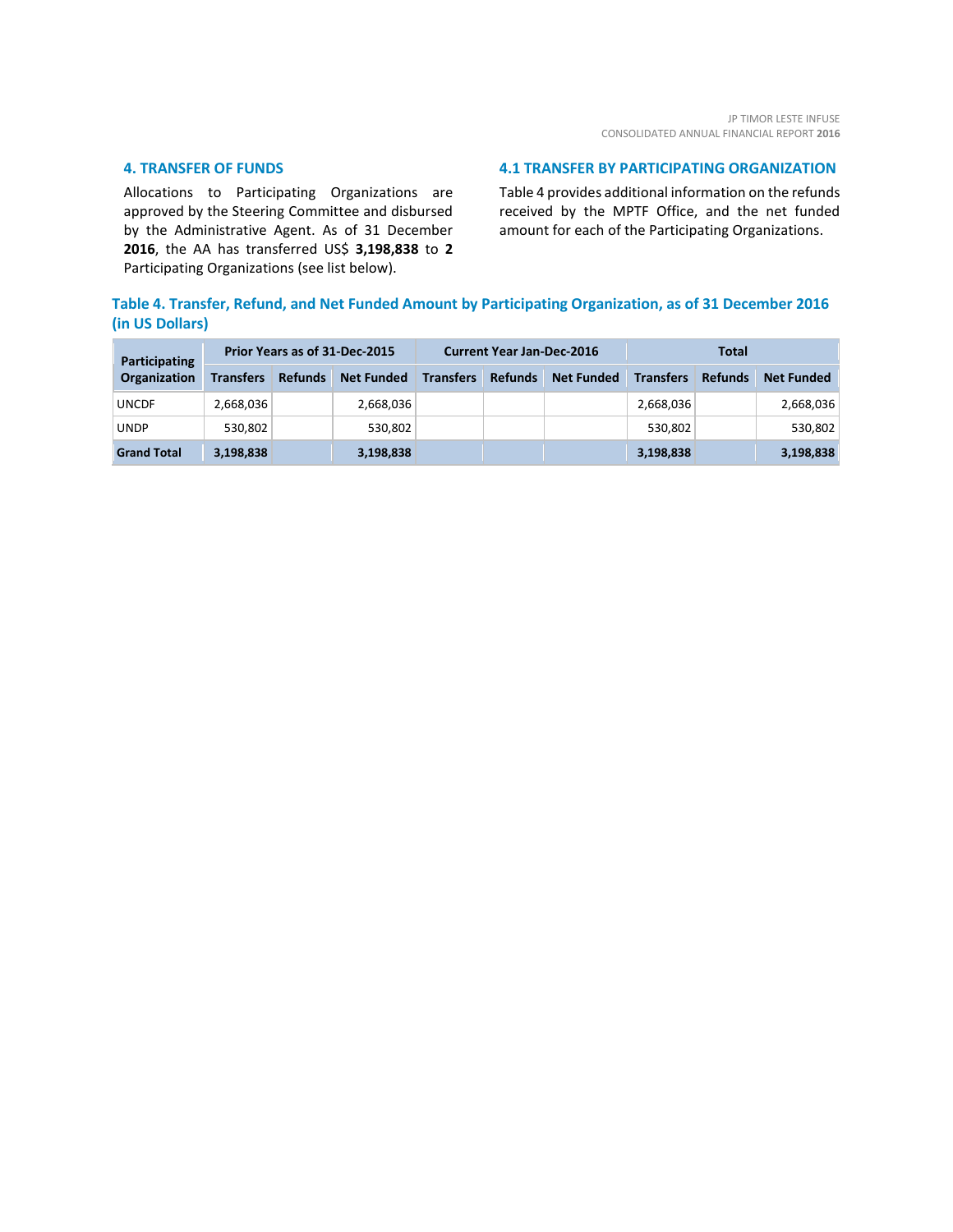## 4. TRANSFER OF FUNDS

Allocations to Participating Organizations are approved by the Steering Committee and disbursed by the Administrative Agent. As of 31 December **2016**, the AA has transferred US$ **3,198,838** to **2** Participating Organizations (see list below).

## 4.1 TRANSFER BY PARTICIPATING ORGANIZATION

Table 4 provides additional information on the refunds received by the MPTF Office, and the net funded amount for each of the Participating Organizations.

### Table 4. Transfer, Refund, and Net Funded Amount by Participating Organization, as of 31 December 2016 (in US Dollars)

| Participating Organization | Prior Years as of 31-Dec-2015 | | | Current Year Jan-Dec-2016 | | | Total | | |
|---|---|---|---|---|---|---|---|---|---|
| | Transfers | Refunds | Net Funded | Transfers | Refunds | Net Funded | Transfers | Refunds | Net Funded |
| UNCDF | 2,668,036 | | 2,668,036 | | | | 2,668,036 | | 2,668,036 |
| UNDP | 530,802 | | 530,802 | | | | 530,802 | | 530,802 |
| **Grand Total** | **3,198,838** | | **3,198,838** | | | | **3,198,838** | | **3,198,838** |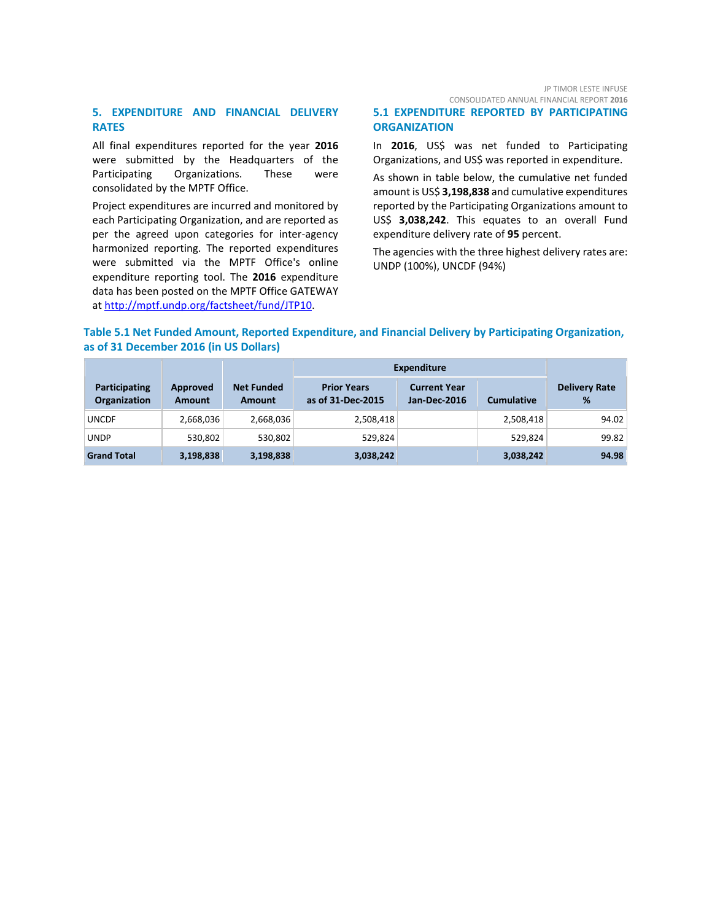## 5. EXPENDITURE AND FINANCIAL DELIVERY RATES

All final expenditures reported for the year **2016** were submitted by the Headquarters of the Participating Organizations. These were consolidated by the MPTF Office.

Project expenditures are incurred and monitored by each Participating Organization, and are reported as per the agreed upon categories for inter-agency harmonized reporting. The reported expenditures were submitted via the MPTF Office's online expenditure reporting tool. The **2016** expenditure data has been posted on the MPTF Office GATEWAY at http://mptf.undp.org/factsheet/fund/JTP10.

### 5.1 EXPENDITURE REPORTED BY PARTICIPATING ORGANIZATION

In **2016**, US$ was net funded to Participating Organizations, and US$ was reported in expenditure.

As shown in table below, the cumulative net funded amount is US$ **3,198,838** and cumulative expenditures reported by the Participating Organizations amount to US$ **3,038,242**. This equates to an overall Fund expenditure delivery rate of **95** percent.

The agencies with the three highest delivery rates are: UNDP (100%), UNCDF (94%)

**Table 5.1 Net Funded Amount, Reported Expenditure, and Financial Delivery by Participating Organization, as of 31 December 2016 (in US Dollars)**

| Participating Organization | Approved Amount | Net Funded Amount | Expenditure | | | Delivery Rate % |
|---|---|---|---|---|---|---|
| | | | Prior Years as of 31-Dec-2015 | Current Year Jan-Dec-2016 | Cumulative | |
| UNCDF | 2,668,036 | 2,668,036 | 2,508,418 | | 2,508,418 | 94.02 |
| UNDP | 530,802 | 530,802 | 529,824 | | 529,824 | 99.82 |
| **Grand Total** | **3,198,838** | **3,198,838** | **3,038,242** | | **3,038,242** | **94.98** |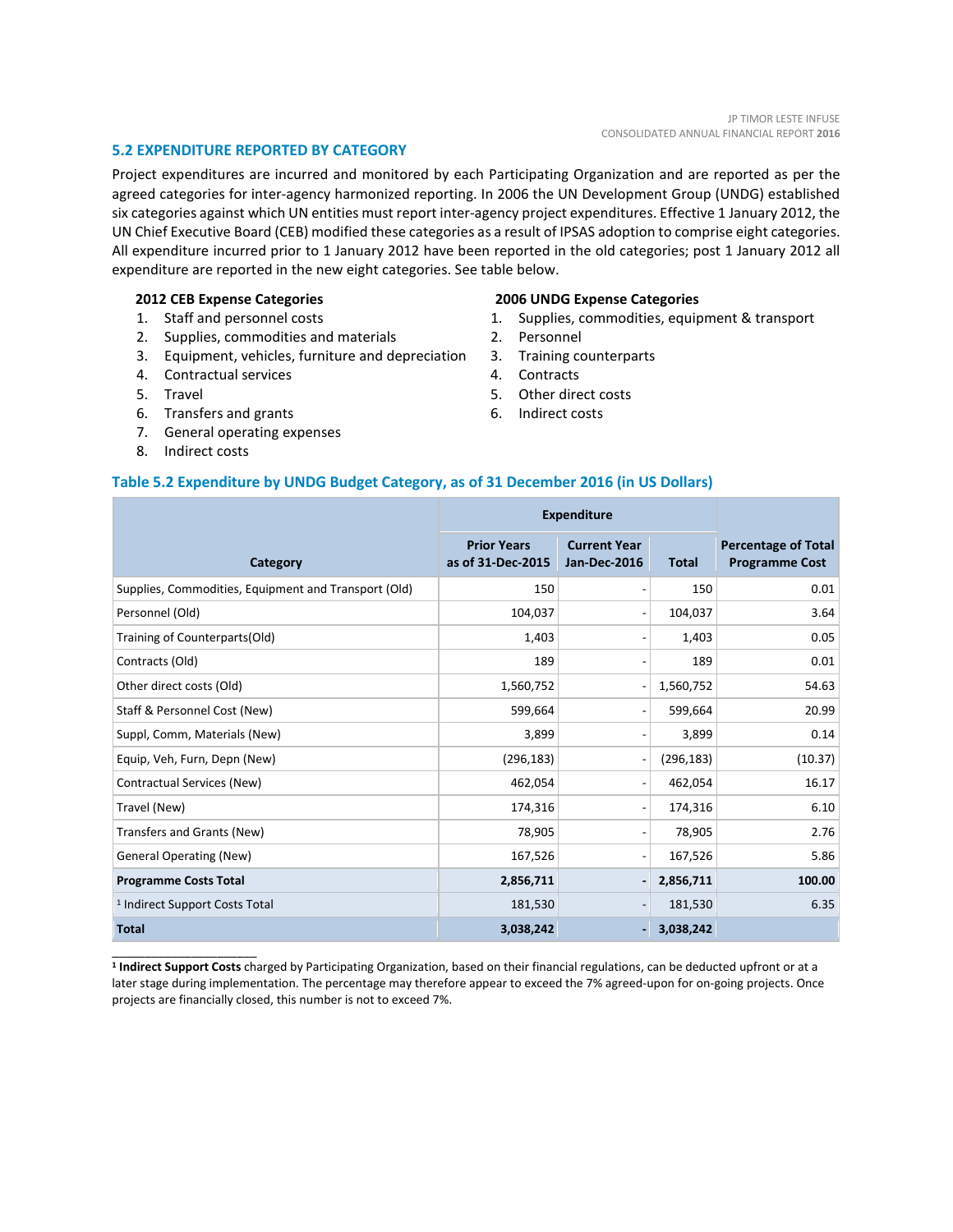## 5.2 EXPENDITURE REPORTED BY CATEGORY

Project expenditures are incurred and monitored by each Participating Organization and are reported as per the agreed categories for inter-agency harmonized reporting. In 2006 the UN Development Group (UNDG) established six categories against which UN entities must report inter-agency project expenditures. Effective 1 January 2012, the UN Chief Executive Board (CEB) modified these categories as a result of IPSAS adoption to comprise eight categories. All expenditure incurred prior to 1 January 2012 have been reported in the old categories; post 1 January 2012 all expenditure are reported in the new eight categories. See table below.

**2012 CEB Expense Categories**

1. Staff and personnel costs
2. Supplies, commodities and materials
3. Equipment, vehicles, furniture and depreciation
4. Contractual services
5. Travel
6. Transfers and grants
7. General operating expenses
8. Indirect costs

**2006 UNDG Expense Categories**

1. Supplies, commodities, equipment & transport
2. Personnel
3. Training counterparts
4. Contracts
5. Other direct costs
6. Indirect costs

### Table 5.2 Expenditure by UNDG Budget Category, as of 31 December 2016 (in US Dollars)

| Category | Expenditure | | | Percentage of Total Programme Cost |
|---|---|---|---|---|
| | Prior Years as of 31-Dec-2015 | Current Year Jan-Dec-2016 | Total | |
| Supplies, Commodities, Equipment and Transport (Old) | 150 | - | 150 | 0.01 |
| Personnel (Old) | 104,037 | - | 104,037 | 3.64 |
| Training of Counterparts(Old) | 1,403 | - | 1,403 | 0.05 |
| Contracts (Old) | 189 | - | 189 | 0.01 |
| Other direct costs (Old) | 1,560,752 | - | 1,560,752 | 54.63 |
| Staff & Personnel Cost (New) | 599,664 | - | 599,664 | 20.99 |
| Suppl, Comm, Materials (New) | 3,899 | - | 3,899 | 0.14 |
| Equip, Veh, Furn, Depn (New) | (296,183) | - | (296,183) | (10.37) |
| Contractual Services (New) | 462,054 | - | 462,054 | 16.17 |
| Travel (New) | 174,316 | - | 174,316 | 6.10 |
| Transfers and Grants (New) | 78,905 | - | 78,905 | 2.76 |
| General Operating (New) | 167,526 | - | 167,526 | 5.86 |
| **Programme Costs Total** | **2,856,711** | **-** | **2,856,711** | **100.00** |
| [1] Indirect Support Costs Total | 181,530 | - | 181,530 | 6.35 |
| **Total** | **3,038,242** | **-** | **3,038,242** | |

[1] **Indirect Support Costs** charged by Participating Organization, based on their financial regulations, can be deducted upfront or at a later stage during implementation. The percentage may therefore appear to exceed the 7% agreed-upon for on-going projects. Once projects are financially closed, this number is not to exceed 7%.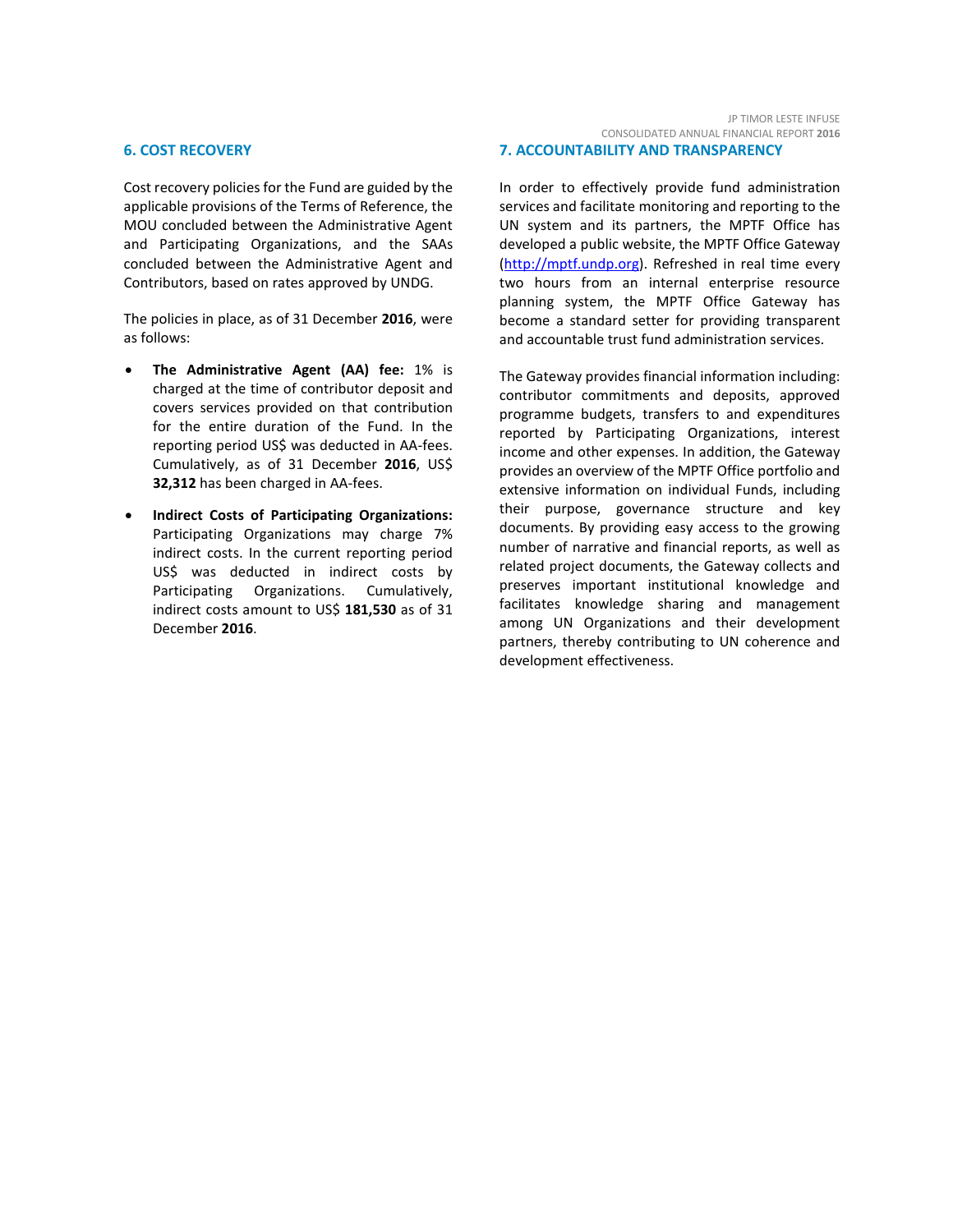## 6. COST RECOVERY

Cost recovery policies for the Fund are guided by the applicable provisions of the Terms of Reference, the MOU concluded between the Administrative Agent and Participating Organizations, and the SAAs concluded between the Administrative Agent and Contributors, based on rates approved by UNDG.

The policies in place, as of 31 December **2016**, were as follows:

- **The Administrative Agent (AA) fee:** 1% is charged at the time of contributor deposit and covers services provided on that contribution for the entire duration of the Fund. In the reporting period US$ was deducted in AA-fees. Cumulatively, as of 31 December **2016**, US$ **32,312** has been charged in AA-fees.
- **Indirect Costs of Participating Organizations:** Participating Organizations may charge 7% indirect costs. In the current reporting period US$ was deducted in indirect costs by Participating Organizations. Cumulatively, indirect costs amount to US$ **181,530** as of 31 December **2016**.

## 7. ACCOUNTABILITY AND TRANSPARENCY

In order to effectively provide fund administration services and facilitate monitoring and reporting to the UN system and its partners, the MPTF Office has developed a public website, the MPTF Office Gateway (http://mptf.undp.org). Refreshed in real time every two hours from an internal enterprise resource planning system, the MPTF Office Gateway has become a standard setter for providing transparent and accountable trust fund administration services.

The Gateway provides financial information including: contributor commitments and deposits, approved programme budgets, transfers to and expenditures reported by Participating Organizations, interest income and other expenses. In addition, the Gateway provides an overview of the MPTF Office portfolio and extensive information on individual Funds, including their purpose, governance structure and key documents. By providing easy access to the growing number of narrative and financial reports, as well as related project documents, the Gateway collects and preserves important institutional knowledge and facilitates knowledge sharing and management among UN Organizations and their development partners, thereby contributing to UN coherence and development effectiveness.